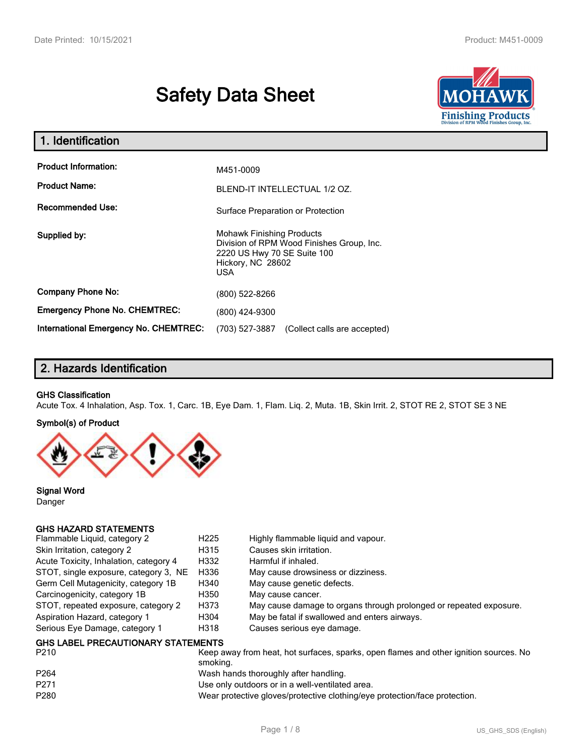# Safety Data Sheet

## 1. Identification

| | |
|---|---|
| **Product Information:** | M451-0009 |
| **Product Name:** | BLEND-IT INTELLECTUAL 1/2 OZ. |
| **Recommended Use:** | Surface Preparation or Protection |
| **Supplied by:** | Mohawk Finishing Products<br>Division of RPM Wood Finishes Group, Inc.<br>2220 US Hwy 70 SE Suite 100<br>Hickory, NC 28602<br>USA |
| **Company Phone No:** | (800) 522-8266 |
| **Emergency Phone No. CHEMTREC:** | (800) 424-9300 |
| **International Emergency No. CHEMTREC:** | (703) 527-3887 (Collect calls are accepted) |

## 2. Hazards Identification

**GHS Classification**

Acute Tox. 4 Inhalation, Asp. Tox. 1, Carc. 1B, Eye Dam. 1, Flam. Liq. 2, Muta. 1B, Skin Irrit. 2, STOT RE 2, STOT SE 3 NE

**Symbol(s) of Product**

**Signal Word**

Danger

**GHS HAZARD STATEMENTS**

| | | |
|---|---|---|
| Flammable Liquid, category 2 | H225 | Highly flammable liquid and vapour. |
| Skin Irritation, category 2 | H315 | Causes skin irritation. |
| Acute Toxicity, Inhalation, category 4 | H332 | Harmful if inhaled. |
| STOT, single exposure, category 3, NE | H336 | May cause drowsiness or dizziness. |
| Germ Cell Mutagenicity, category 1B | H340 | May cause genetic defects. |
| Carcinogenicity, category 1B | H350 | May cause cancer. |
| STOT, repeated exposure, category 2 | H373 | May cause damage to organs through prolonged or repeated exposure. |
| Aspiration Hazard, category 1 | H304 | May be fatal if swallowed and enters airways. |
| Serious Eye Damage, category 1 | H318 | Causes serious eye damage. |

**GHS LABEL PRECAUTIONARY STATEMENTS**

| | |
|---|---|
| P210 | Keep away from heat, hot surfaces, sparks, open flames and other ignition sources. No smoking. |
| P264 | Wash hands thoroughly after handling. |
| P271 | Use only outdoors or in a well-ventilated area. |
| P280 | Wear protective gloves/protective clothing/eye protection/face protection. |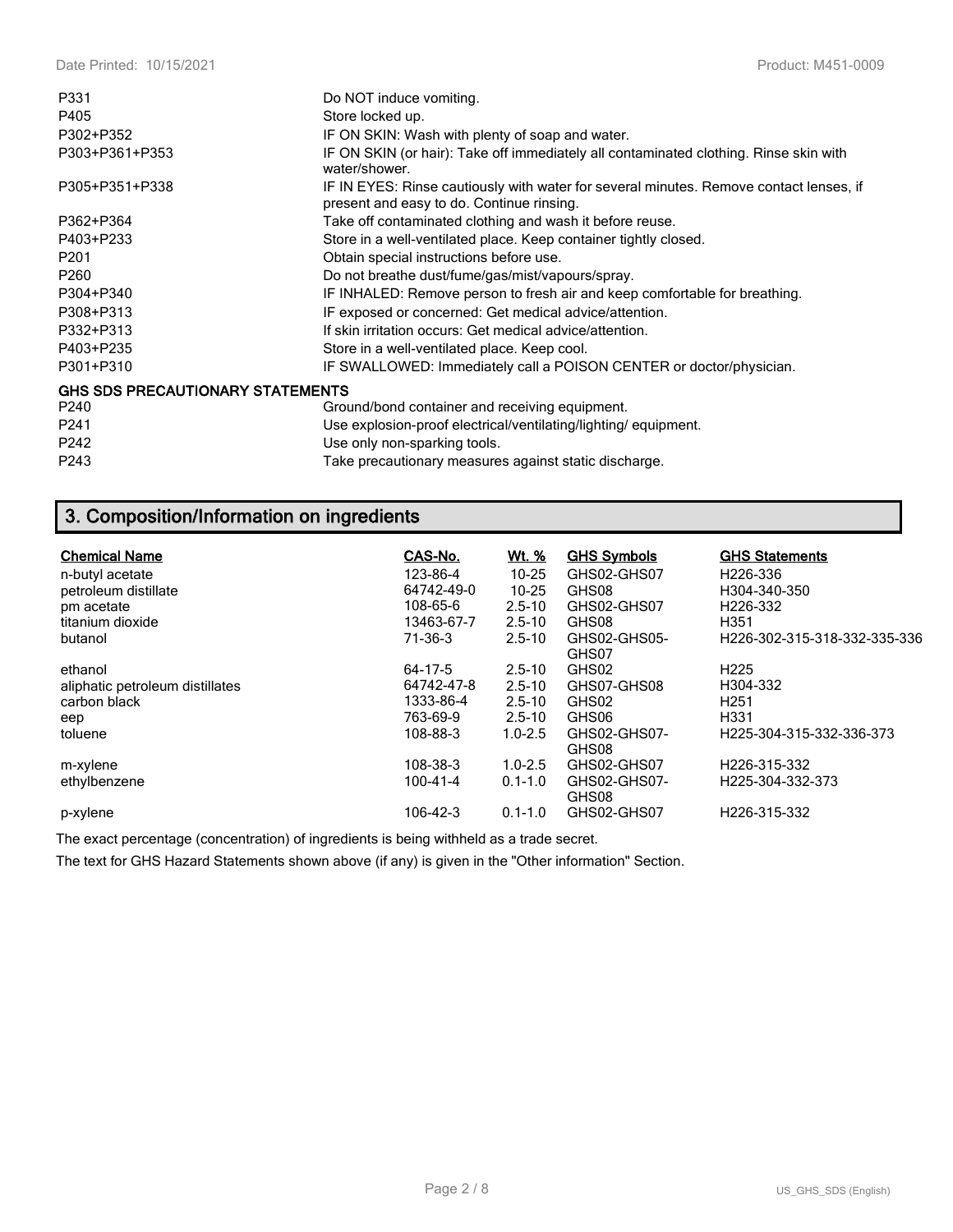| | |
|---|---|
| P331 | Do NOT induce vomiting. |
| P405 | Store locked up. |
| P302+P352 | IF ON SKIN: Wash with plenty of soap and water. |
| P303+P361+P353 | IF ON SKIN (or hair): Take off immediately all contaminated clothing. Rinse skin with water/shower. |
| P305+P351+P338 | IF IN EYES: Rinse cautiously with water for several minutes. Remove contact lenses, if present and easy to do. Continue rinsing. |
| P362+P364 | Take off contaminated clothing and wash it before reuse. |
| P403+P233 | Store in a well-ventilated place. Keep container tightly closed. |
| P201 | Obtain special instructions before use. |
| P260 | Do not breathe dust/fume/gas/mist/vapours/spray. |
| P304+P340 | IF INHALED: Remove person to fresh air and keep comfortable for breathing. |
| P308+P313 | IF exposed or concerned: Get medical advice/attention. |
| P332+P313 | If skin irritation occurs: Get medical advice/attention. |
| P403+P235 | Store in a well-ventilated place. Keep cool. |
| P301+P310 | IF SWALLOWED: Immediately call a POISON CENTER or doctor/physician. |

**GHS SDS PRECAUTIONARY STATEMENTS**

| | |
|---|---|
| P240 | Ground/bond container and receiving equipment. |
| P241 | Use explosion-proof electrical/ventilating/lighting/ equipment. |
| P242 | Use only non-sparking tools. |
| P243 | Take precautionary measures against static discharge. |

## 3. Composition/Information on ingredients

| Chemical Name | CAS-No. | Wt. % | GHS Symbols | GHS Statements |
|---|---|---|---|---|
| n-butyl acetate | 123-86-4 | 10-25 | GHS02-GHS07 | H226-336 |
| petroleum distillate | 64742-49-0 | 10-25 | GHS08 | H304-340-350 |
| pm acetate | 108-65-6 | 2.5-10 | GHS02-GHS07 | H226-332 |
| titanium dioxide | 13463-67-7 | 2.5-10 | GHS08 | H351 |
| butanol | 71-36-3 | 2.5-10 | GHS02-GHS05-GHS07 | H226-302-315-318-332-335-336 |
| ethanol | 64-17-5 | 2.5-10 | GHS02 | H225 |
| aliphatic petroleum distillates | 64742-47-8 | 2.5-10 | GHS07-GHS08 | H304-332 |
| carbon black | 1333-86-4 | 2.5-10 | GHS02 | H251 |
| eep | 763-69-9 | 2.5-10 | GHS06 | H331 |
| toluene | 108-88-3 | 1.0-2.5 | GHS02-GHS07-GHS08 | H225-304-315-332-336-373 |
| m-xylene | 108-38-3 | 1.0-2.5 | GHS02-GHS07 | H226-315-332 |
| ethylbenzene | 100-41-4 | 0.1-1.0 | GHS02-GHS07-GHS08 | H225-304-332-373 |
| p-xylene | 106-42-3 | 0.1-1.0 | GHS02-GHS07 | H226-315-332 |

The exact percentage (concentration) of ingredients is being withheld as a trade secret.

The text for GHS Hazard Statements shown above (if any) is given in the "Other information" Section.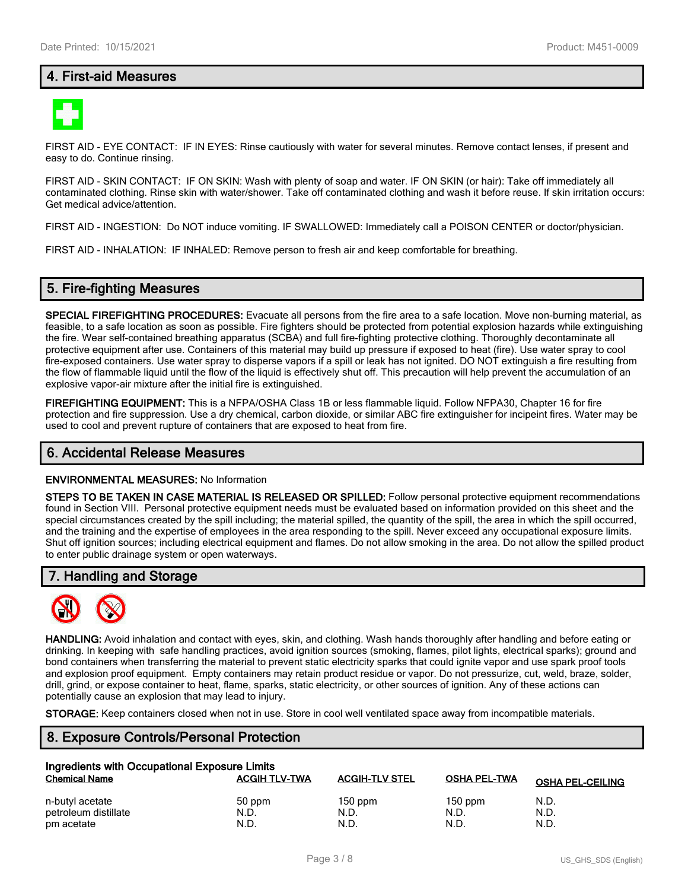## 4. First-aid Measures

FIRST AID - EYE CONTACT: IF IN EYES: Rinse cautiously with water for several minutes. Remove contact lenses, if present and easy to do. Continue rinsing.

FIRST AID - SKIN CONTACT: IF ON SKIN: Wash with plenty of soap and water. IF ON SKIN (or hair): Take off immediately all contaminated clothing. Rinse skin with water/shower. Take off contaminated clothing and wash it before reuse. If skin irritation occurs: Get medical advice/attention.

FIRST AID - INGESTION: Do NOT induce vomiting. IF SWALLOWED: Immediately call a POISON CENTER or doctor/physician.

FIRST AID - INHALATION: IF INHALED: Remove person to fresh air and keep comfortable for breathing.

## 5. Fire-fighting Measures

**SPECIAL FIREFIGHTING PROCEDURES:** Evacuate all persons from the fire area to a safe location. Move non-burning material, as feasible, to a safe location as soon as possible. Fire fighters should be protected from potential explosion hazards while extinguishing the fire. Wear self-contained breathing apparatus (SCBA) and full fire-fighting protective clothing. Thoroughly decontaminate all protective equipment after use. Containers of this material may build up pressure if exposed to heat (fire). Use water spray to cool fire-exposed containers. Use water spray to disperse vapors if a spill or leak has not ignited. DO NOT extinguish a fire resulting from the flow of flammable liquid until the flow of the liquid is effectively shut off. This precaution will help prevent the accumulation of an explosive vapor-air mixture after the initial fire is extinguished.

**FIREFIGHTING EQUIPMENT:** This is a NFPA/OSHA Class 1B or less flammable liquid. Follow NFPA30, Chapter 16 for fire protection and fire suppression. Use a dry chemical, carbon dioxide, or similar ABC fire extinguisher for incipeint fires. Water may be used to cool and prevent rupture of containers that are exposed to heat from fire.

## 6. Accidental Release Measures

**ENVIRONMENTAL MEASURES:** No Information

**STEPS TO BE TAKEN IN CASE MATERIAL IS RELEASED OR SPILLED:** Follow personal protective equipment recommendations found in Section VIII. Personal protective equipment needs must be evaluated based on information provided on this sheet and the special circumstances created by the spill including; the material spilled, the quantity of the spill, the area in which the spill occurred, and the training and the expertise of employees in the area responding to the spill. Never exceed any occupational exposure limits. Shut off ignition sources; including electrical equipment and flames. Do not allow smoking in the area. Do not allow the spilled product to enter public drainage system or open waterways.

## 7. Handling and Storage

**HANDLING:** Avoid inhalation and contact with eyes, skin, and clothing. Wash hands thoroughly after handling and before eating or drinking. In keeping with safe handling practices, avoid ignition sources (smoking, flames, pilot lights, electrical sparks); ground and bond containers when transferring the material to prevent static electricity sparks that could ignite vapor and use spark proof tools and explosion proof equipment. Empty containers may retain product residue or vapor. Do not pressurize, cut, weld, braze, solder, drill, grind, or expose container to heat, flame, sparks, static electricity, or other sources of ignition. Any of these actions can potentially cause an explosion that may lead to injury.

**STORAGE:** Keep containers closed when not in use. Store in cool well ventilated space away from incompatible materials.

## 8. Exposure Controls/Personal Protection

**Ingredients with Occupational Exposure Limits**

| Chemical Name | ACGIH TLV-TWA | ACGIH-TLV STEL | OSHA PEL-TWA | OSHA PEL-CEILING |
|---|---|---|---|---|
| n-butyl acetate | 50 ppm | 150 ppm | 150 ppm | N.D. |
| petroleum distillate | N.D. | N.D. | N.D. | N.D. |
| pm acetate | N.D. | N.D. | N.D. | N.D. |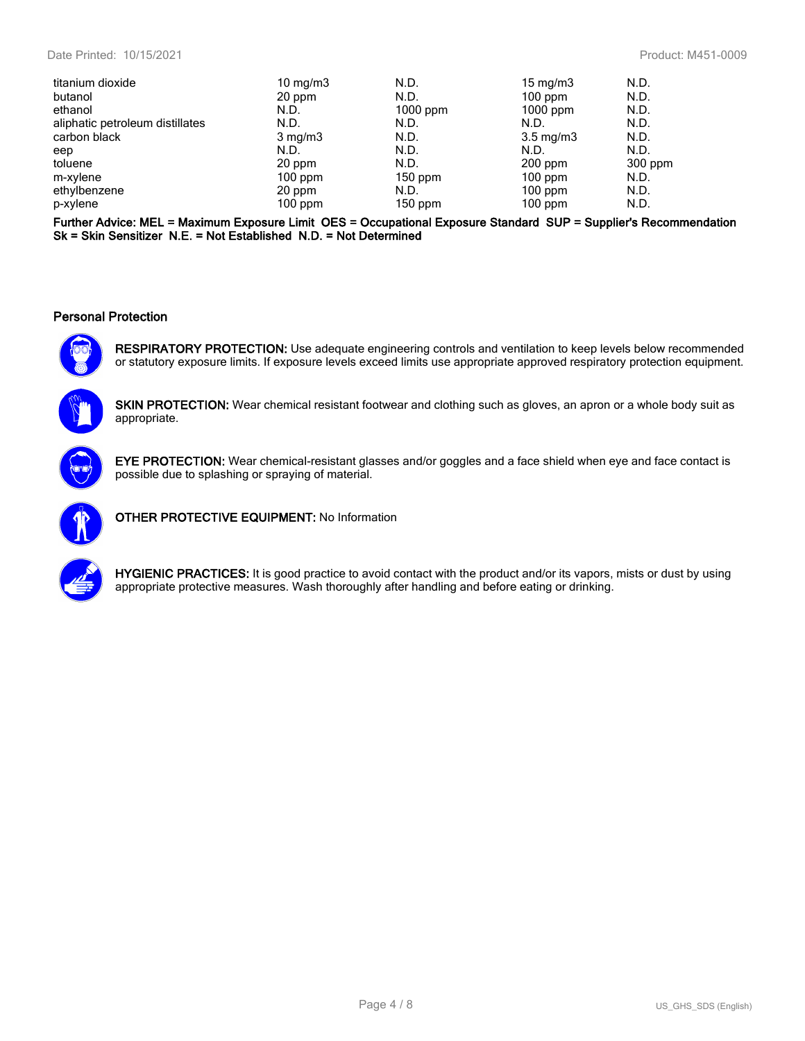| | | | | |
|---|---|---|---|---|
| titanium dioxide | 10 mg/m3 | N.D. | 15 mg/m3 | N.D. |
| butanol | 20 ppm | N.D. | 100 ppm | N.D. |
| ethanol | N.D. | 1000 ppm | 1000 ppm | N.D. |
| aliphatic petroleum distillates | N.D. | N.D. | N.D. | N.D. |
| carbon black | 3 mg/m3 | N.D. | 3.5 mg/m3 | N.D. |
| eep | N.D. | N.D. | N.D. | N.D. |
| toluene | 20 ppm | N.D. | 200 ppm | 300 ppm |
| m-xylene | 100 ppm | 150 ppm | 100 ppm | N.D. |
| ethylbenzene | 20 ppm | N.D. | 100 ppm | N.D. |
| p-xylene | 100 ppm | 150 ppm | 100 ppm | N.D. |

**Further Advice: MEL = Maximum Exposure Limit OES = Occupational Exposure Standard SUP = Supplier's Recommendation Sk = Skin Sensitizer N.E. = Not Established N.D. = Not Determined**

### Personal Protection

**RESPIRATORY PROTECTION:** Use adequate engineering controls and ventilation to keep levels below recommended or statutory exposure limits. If exposure levels exceed limits use appropriate approved respiratory protection equipment.

**SKIN PROTECTION:** Wear chemical resistant footwear and clothing such as gloves, an apron or a whole body suit as appropriate.

**EYE PROTECTION:** Wear chemical-resistant glasses and/or goggles and a face shield when eye and face contact is possible due to splashing or spraying of material.

**OTHER PROTECTIVE EQUIPMENT:** No Information

**HYGIENIC PRACTICES:** It is good practice to avoid contact with the product and/or its vapors, mists or dust by using appropriate protective measures. Wash thoroughly after handling and before eating or drinking.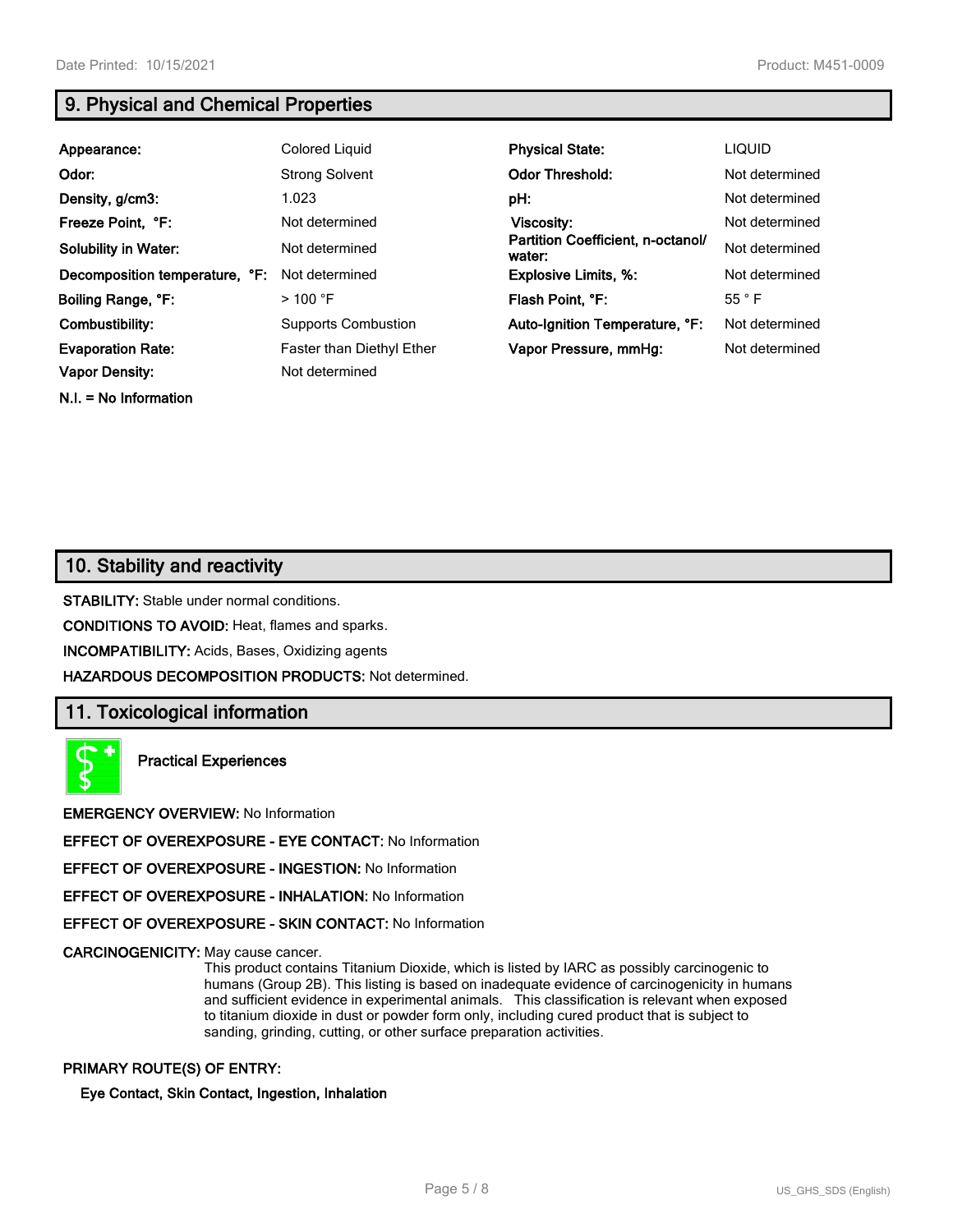## 9. Physical and Chemical Properties

| | | | |
|---|---|---|---|
| **Appearance:** | Colored Liquid | **Physical State:** | LIQUID |
| **Odor:** | Strong Solvent | **Odor Threshold:** | Not determined |
| **Density, g/cm3:** | 1.023 | **pH:** | Not determined |
| **Freeze Point, °F:** | Not determined | **Viscosity:** | Not determined |
| **Solubility in Water:** | Not determined | **Partition Coefficient, n-octanol/ water:** | Not determined |
| **Decomposition temperature, °F:** | Not determined | **Explosive Limits, %:** | Not determined |
| **Boiling Range, °F:** | > 100 °F | **Flash Point, °F:** | 55 ° F |
| **Combustibility:** | Supports Combustion | **Auto-Ignition Temperature, °F:** | Not determined |
| **Evaporation Rate:** | Faster than Diethyl Ether | **Vapor Pressure, mmHg:** | Not determined |
| **Vapor Density:** | Not determined | | |

**N.I. = No Information**

## 10. Stability and reactivity

**STABILITY:** Stable under normal conditions.

**CONDITIONS TO AVOID:** Heat, flames and sparks.

**INCOMPATIBILITY:** Acids, Bases, Oxidizing agents

**HAZARDOUS DECOMPOSITION PRODUCTS:** Not determined.

## 11. Toxicological information

**Practical Experiences**

**EMERGENCY OVERVIEW:** No Information

**EFFECT OF OVEREXPOSURE - EYE CONTACT:** No Information

**EFFECT OF OVEREXPOSURE - INGESTION:** No Information

**EFFECT OF OVEREXPOSURE - INHALATION:** No Information

**EFFECT OF OVEREXPOSURE - SKIN CONTACT:** No Information

**CARCINOGENICITY:** May cause cancer.

This product contains Titanium Dioxide, which is listed by IARC as possibly carcinogenic to humans (Group 2B). This listing is based on inadequate evidence of carcinogenicity in humans and sufficient evidence in experimental animals. This classification is relevant when exposed to titanium dioxide in dust or powder form only, including cured product that is subject to sanding, grinding, cutting, or other surface preparation activities.

**PRIMARY ROUTE(S) OF ENTRY:**

**Eye Contact, Skin Contact, Ingestion, Inhalation**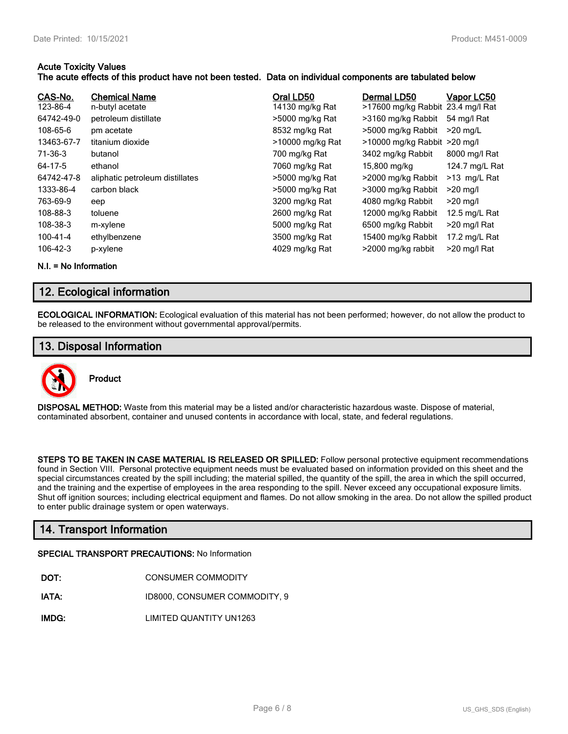**Acute Toxicity Values**
**The acute effects of this product have not been tested. Data on individual components are tabulated below**

| CAS-No. | Chemical Name | Oral LD50 | Dermal LD50 | Vapor LC50 |
|---|---|---|---|---|
| 123-86-4 | n-butyl acetate | 14130 mg/kg Rat | >17600 mg/kg Rabbit | 23.4 mg/l Rat |
| 64742-49-0 | petroleum distillate | >5000 mg/kg Rat | >3160 mg/kg Rabbit | 54 mg/l Rat |
| 108-65-6 | pm acetate | 8532 mg/kg Rat | >5000 mg/kg Rabbit | >20 mg/L |
| 13463-67-7 | titanium dioxide | >10000 mg/kg Rat | >10000 mg/kg Rabbit | >20 mg/l |
| 71-36-3 | butanol | 700 mg/kg Rat | 3402 mg/kg Rabbit | 8000 mg/l Rat |
| 64-17-5 | ethanol | 7060 mg/kg Rat | 15,800 mg/kg | 124.7 mg/L Rat |
| 64742-47-8 | aliphatic petroleum distillates | >5000 mg/kg Rat | >2000 mg/kg Rabbit | >13 mg/L Rat |
| 1333-86-4 | carbon black | >5000 mg/kg Rat | >3000 mg/kg Rabbit | >20 mg/l |
| 763-69-9 | eep | 3200 mg/kg Rat | 4080 mg/kg Rabbit | >20 mg/l |
| 108-88-3 | toluene | 2600 mg/kg Rat | 12000 mg/kg Rabbit | 12.5 mg/L Rat |
| 108-38-3 | m-xylene | 5000 mg/kg Rat | 6500 mg/kg Rabbit | >20 mg/l Rat |
| 100-41-4 | ethylbenzene | 3500 mg/kg Rat | 15400 mg/kg Rabbit | 17.2 mg/L Rat |
| 106-42-3 | p-xylene | 4029 mg/kg Rat | >2000 mg/kg rabbit | >20 mg/l Rat |

**N.I. = No Information**

## 12. Ecological information

**ECOLOGICAL INFORMATION:** Ecological evaluation of this material has not been performed; however, do not allow the product to be released to the environment without governmental approval/permits.

## 13. Disposal Information

**Product**

**DISPOSAL METHOD:** Waste from this material may be a listed and/or characteristic hazardous waste. Dispose of material, contaminated absorbent, container and unused contents in accordance with local, state, and federal regulations.

**STEPS TO BE TAKEN IN CASE MATERIAL IS RELEASED OR SPILLED:** Follow personal protective equipment recommendations found in Section VIII. Personal protective equipment needs must be evaluated based on information provided on this sheet and the special circumstances created by the spill including; the material spilled, the quantity of the spill, the area in which the spill occurred, and the training and the expertise of employees in the area responding to the spill. Never exceed any occupational exposure limits. Shut off ignition sources; including electrical equipment and flames. Do not allow smoking in the area. Do not allow the spilled product to enter public drainage system or open waterways.

## 14. Transport Information

**SPECIAL TRANSPORT PRECAUTIONS:** No Information

**DOT:** CONSUMER COMMODITY

**IATA:** ID8000, CONSUMER COMMODITY, 9

**IMDG:** LIMITED QUANTITY UN1263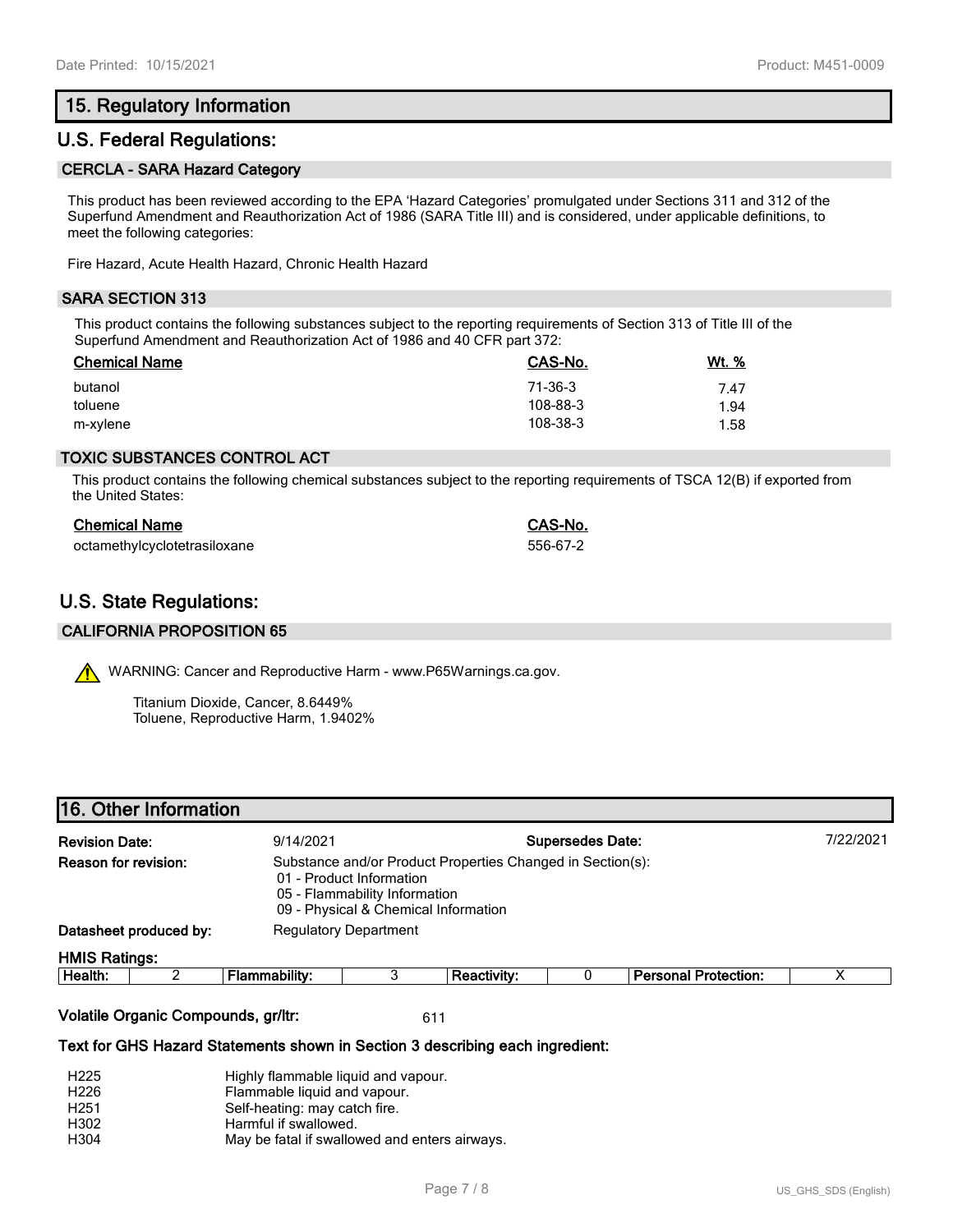## 15. Regulatory Information

## U.S. Federal Regulations:

### CERCLA - SARA Hazard Category

This product has been reviewed according to the EPA 'Hazard Categories' promulgated under Sections 311 and 312 of the Superfund Amendment and Reauthorization Act of 1986 (SARA Title III) and is considered, under applicable definitions, to meet the following categories:

Fire Hazard, Acute Health Hazard, Chronic Health Hazard

### SARA SECTION 313

This product contains the following substances subject to the reporting requirements of Section 313 of Title III of the Superfund Amendment and Reauthorization Act of 1986 and 40 CFR part 372:

| Chemical Name | CAS-No. | Wt. % |
|---|---|---|
| butanol | 71-36-3 | 7.47 |
| toluene | 108-88-3 | 1.94 |
| m-xylene | 108-38-3 | 1.58 |

### TOXIC SUBSTANCES CONTROL ACT

This product contains the following chemical substances subject to the reporting requirements of TSCA 12(B) if exported from the United States:

| Chemical Name | CAS-No. |
|---|---|
| octamethylcyclotetrasiloxane | 556-67-2 |

## U.S. State Regulations:

### CALIFORNIA PROPOSITION 65

WARNING: Cancer and Reproductive Harm - www.P65Warnings.ca.gov.

Titanium Dioxide, Cancer, 8.6449%
Toluene, Reproductive Harm, 1.9402%

## 16. Other Information

**Revision Date:** 9/14/2021 **Supersedes Date:** 7/22/2021

**Reason for revision:** Substance and/or Product Properties Changed in Section(s):
01 - Product Information
05 - Flammability Information
09 - Physical & Chemical Information

**Datasheet produced by:** Regulatory Department

**HMIS Ratings:**

| Health: | 2 | Flammability: | 3 | Reactivity: | 0 | Personal Protection: | X |
|---|---|---|---|---|---|---|---|

**Volatile Organic Compounds, gr/ltr:** 611

**Text for GHS Hazard Statements shown in Section 3 describing each ingredient:**

| | |
|---|---|
| H225 | Highly flammable liquid and vapour. |
| H226 | Flammable liquid and vapour. |
| H251 | Self-heating: may catch fire. |
| H302 | Harmful if swallowed. |
| H304 | May be fatal if swallowed and enters airways. |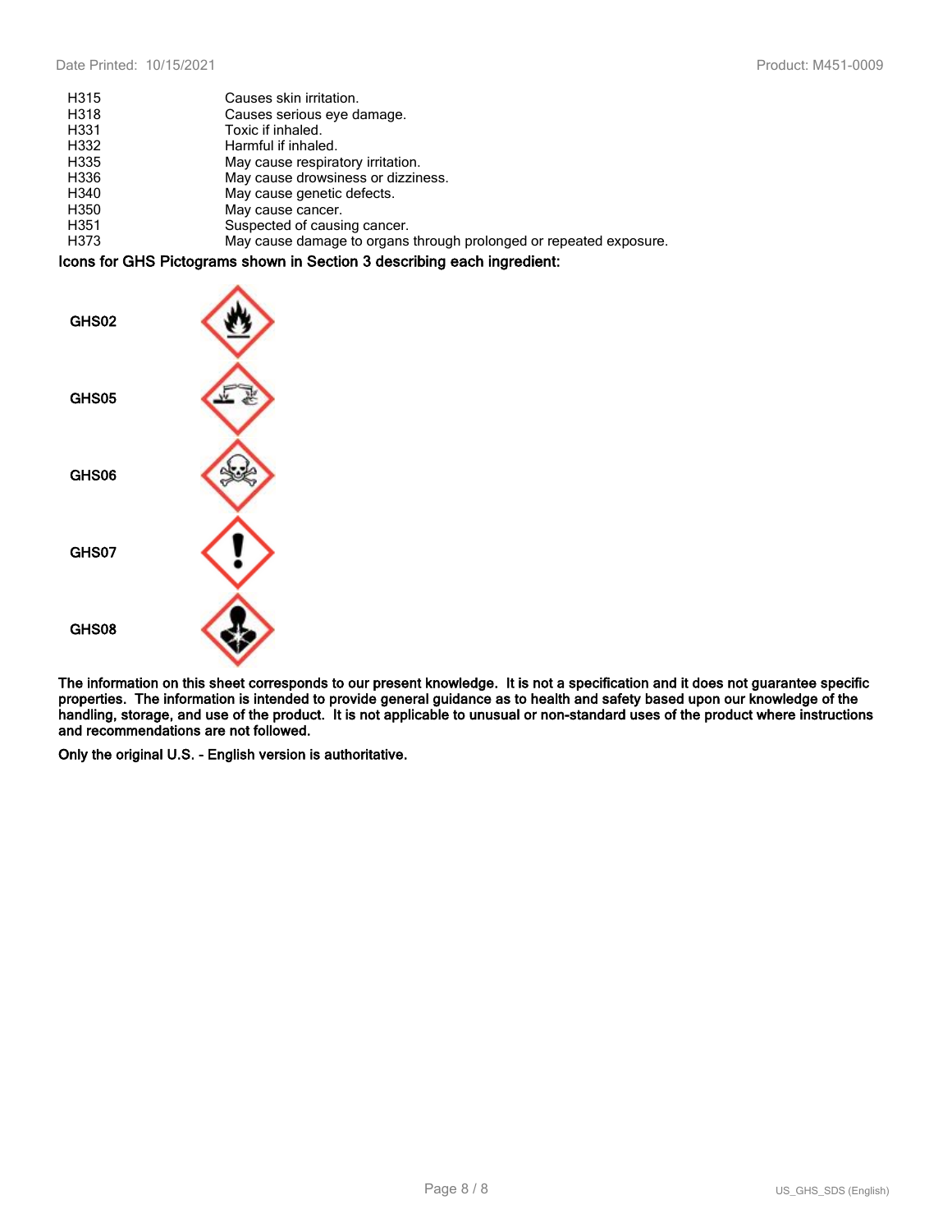| | |
|---|---|
| H315 | Causes skin irritation. |
| H318 | Causes serious eye damage. |
| H331 | Toxic if inhaled. |
| H332 | Harmful if inhaled. |
| H335 | May cause respiratory irritation. |
| H336 | May cause drowsiness or dizziness. |
| H340 | May cause genetic defects. |
| H350 | May cause cancer. |
| H351 | Suspected of causing cancer. |
| H373 | May cause damage to organs through prolonged or repeated exposure. |

**Icons for GHS Pictograms shown in Section 3 describing each ingredient:**

**GHS02**

**GHS05**

**GHS06**

**GHS07**

**GHS08**

**The information on this sheet corresponds to our present knowledge. It is not a specification and it does not guarantee specific properties. The information is intended to provide general guidance as to health and safety based upon our knowledge of the handling, storage, and use of the product. It is not applicable to unusual or non-standard uses of the product where instructions and recommendations are not followed.**

**Only the original U.S. - English version is authoritative.**